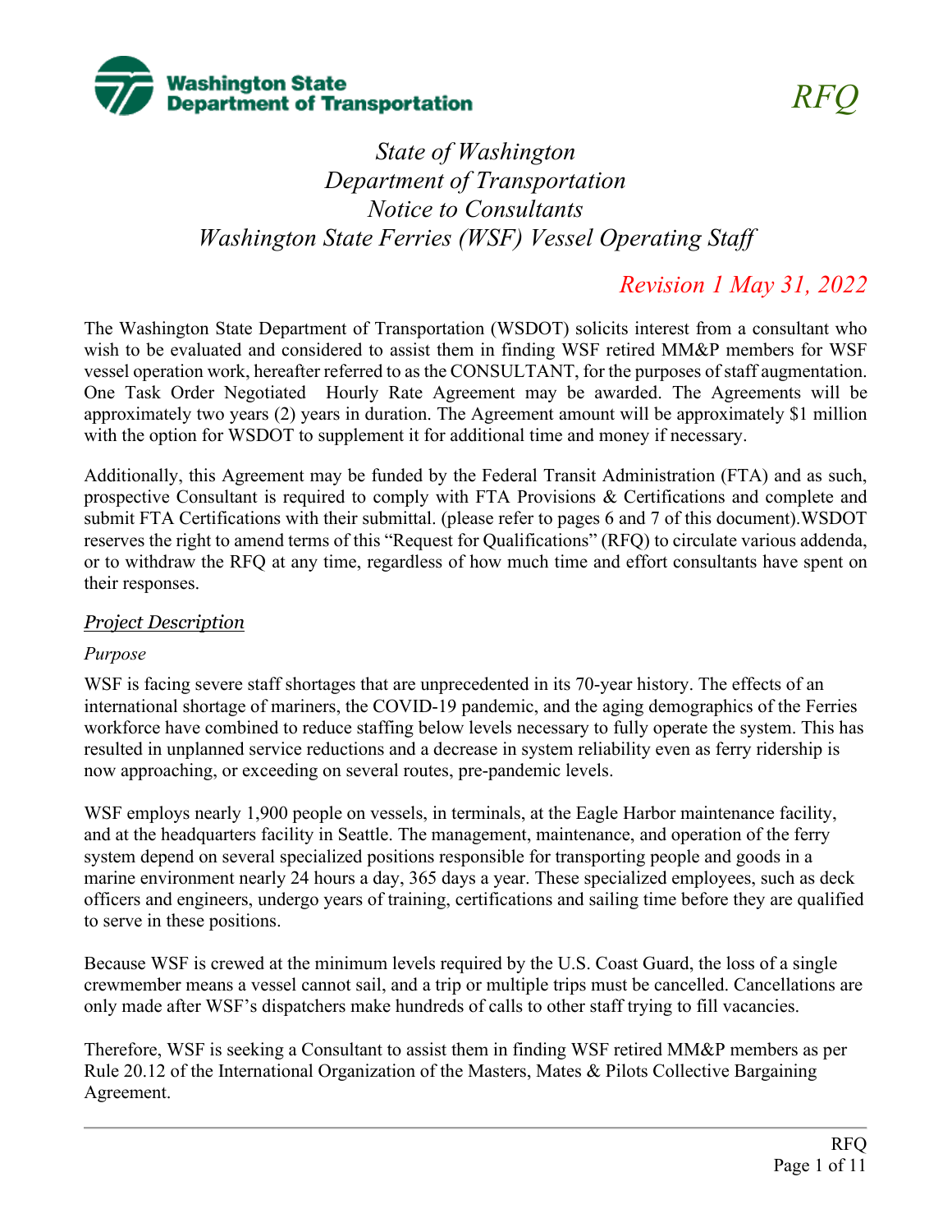Washington State Department of Transportation

*RFQ*

# *State of Washington Department of Transportation Notice to Consultants Washington State Ferries (WSF) Vessel Operating Staff*

*Revision 1 May 31, 2022*

The Washington State Department of Transportation (WSDOT) solicits interest from a consultant who wish to be evaluated and considered to assist them in finding WSF retired MM&P members for WSF vessel operation work, hereafter referred to as the CONSULTANT, for the purposes of staff augmentation. One Task Order Negotiated Hourly Rate Agreement may be awarded. The Agreements will be approximately two years (2) years in duration. The Agreement amount will be approximately $1 million with the option for WSDOT to supplement it for additional time and money if necessary.

Additionally, this Agreement may be funded by the Federal Transit Administration (FTA) and as such, prospective Consultant is required to comply with FTA Provisions & Certifications and complete and submit FTA Certifications with their submittal. (please refer to pages 6 and 7 of this document).WSDOT reserves the right to amend terms of this "Request for Qualifications" (RFQ) to circulate various addenda, or to withdraw the RFQ at any time, regardless of how much time and effort consultants have spent on their responses.

## *Project Description*

### *Purpose*

WSF is facing severe staff shortages that are unprecedented in its 70-year history. The effects of an international shortage of mariners, the COVID-19 pandemic, and the aging demographics of the Ferries workforce have combined to reduce staffing below levels necessary to fully operate the system. This has resulted in unplanned service reductions and a decrease in system reliability even as ferry ridership is now approaching, or exceeding on several routes, pre-pandemic levels.

WSF employs nearly 1,900 people on vessels, in terminals, at the Eagle Harbor maintenance facility, and at the headquarters facility in Seattle. The management, maintenance, and operation of the ferry system depend on several specialized positions responsible for transporting people and goods in a marine environment nearly 24 hours a day, 365 days a year. These specialized employees, such as deck officers and engineers, undergo years of training, certifications and sailing time before they are qualified to serve in these positions.

Because WSF is crewed at the minimum levels required by the U.S. Coast Guard, the loss of a single crewmember means a vessel cannot sail, and a trip or multiple trips must be cancelled. Cancellations are only made after WSF's dispatchers make hundreds of calls to other staff trying to fill vacancies.

Therefore, WSF is seeking a Consultant to assist them in finding WSF retired MM&P members as per Rule 20.12 of the International Organization of the Masters, Mates & Pilots Collective Bargaining Agreement.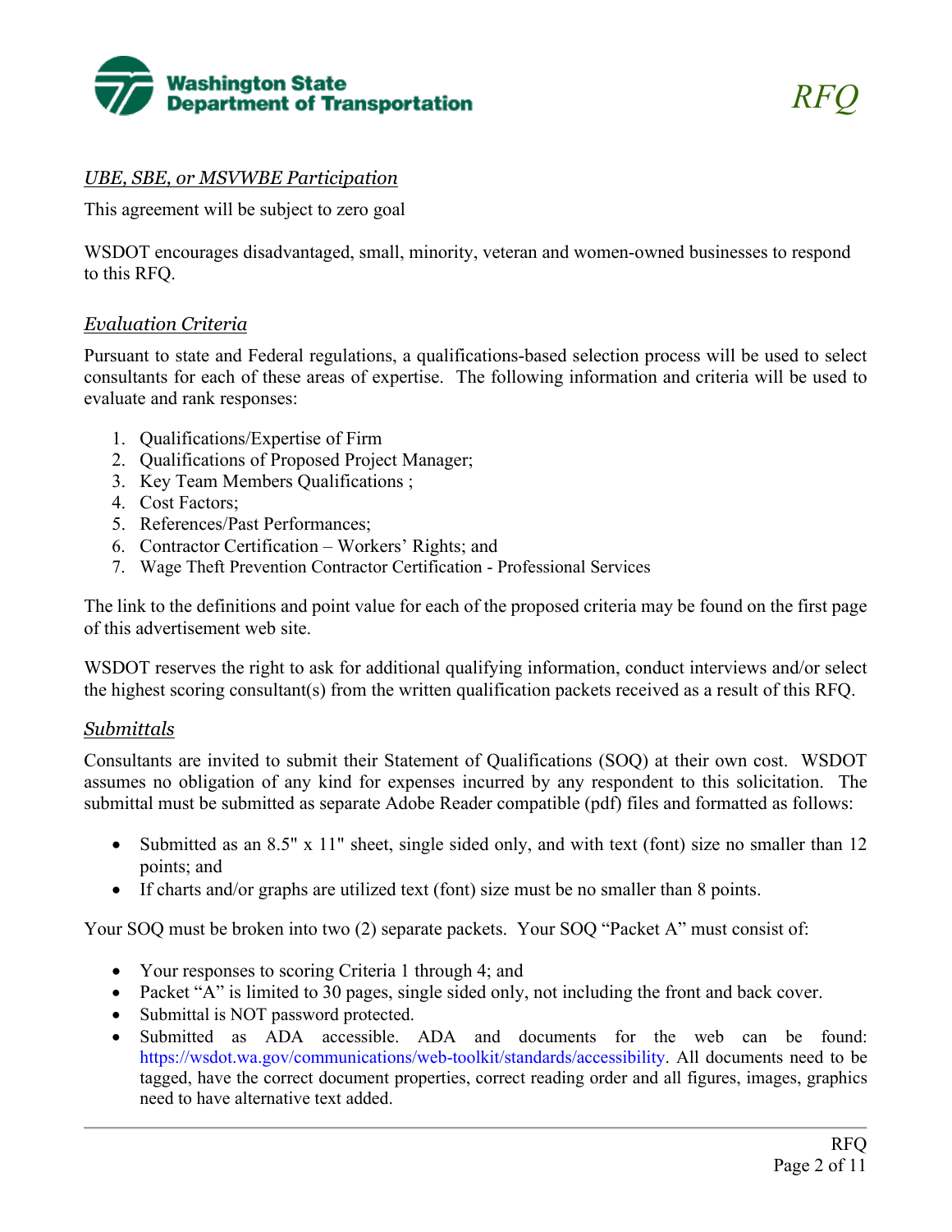## *UBE, SBE, or MSVWBE Participation*

This agreement will be subject to zero goal

WSDOT encourages disadvantaged, small, minority, veteran and women-owned businesses to respond to this RFQ.

## *Evaluation Criteria*

Pursuant to state and Federal regulations, a qualifications-based selection process will be used to select consultants for each of these areas of expertise. The following information and criteria will be used to evaluate and rank responses:

1. Qualifications/Expertise of Firm
2. Qualifications of Proposed Project Manager;
3. Key Team Members Qualifications ;
4. Cost Factors;
5. References/Past Performances;
6. Contractor Certification – Workers' Rights; and
7. Wage Theft Prevention Contractor Certification - Professional Services

The link to the definitions and point value for each of the proposed criteria may be found on the first page of this advertisement web site.

WSDOT reserves the right to ask for additional qualifying information, conduct interviews and/or select the highest scoring consultant(s) from the written qualification packets received as a result of this RFQ.

## *Submittals*

Consultants are invited to submit their Statement of Qualifications (SOQ) at their own cost. WSDOT assumes no obligation of any kind for expenses incurred by any respondent to this solicitation. The submittal must be submitted as separate Adobe Reader compatible (pdf) files and formatted as follows:

- Submitted as an 8.5" x 11" sheet, single sided only, and with text (font) size no smaller than 12 points; and
- If charts and/or graphs are utilized text (font) size must be no smaller than 8 points.

Your SOQ must be broken into two (2) separate packets. Your SOQ "Packet A" must consist of:

- Your responses to scoring Criteria 1 through 4; and
- Packet "A" is limited to 30 pages, single sided only, not including the front and back cover.
- Submittal is NOT password protected.
- Submitted as ADA accessible. ADA and documents for the web can be found: https://wsdot.wa.gov/communications/web-toolkit/standards/accessibility. All documents need to be tagged, have the correct document properties, correct reading order and all figures, images, graphics need to have alternative text added.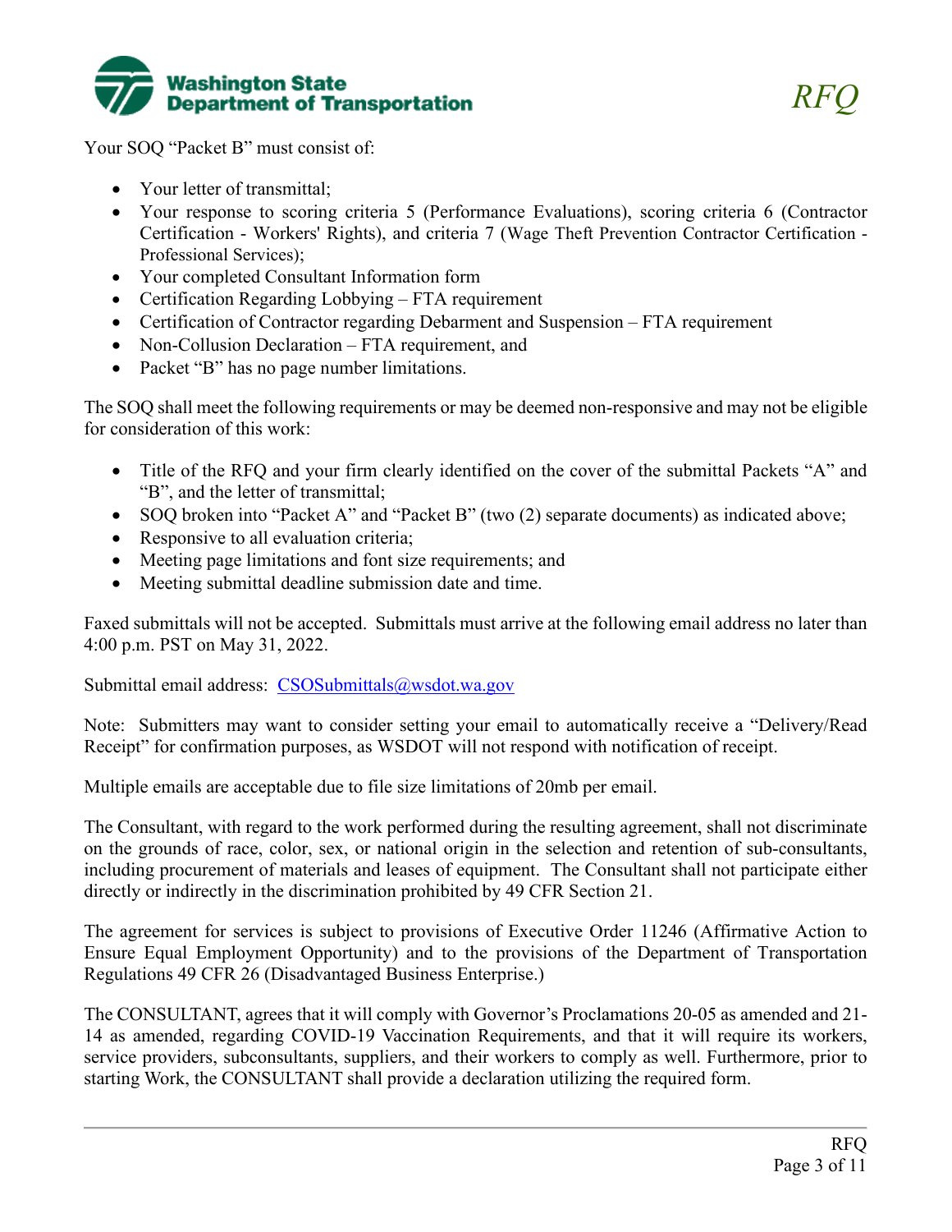Your SOQ "Packet B" must consist of:

- Your letter of transmittal;
- Your response to scoring criteria 5 (Performance Evaluations), scoring criteria 6 (Contractor Certification - Workers' Rights), and criteria 7 (Wage Theft Prevention Contractor Certification - Professional Services);
- Your completed Consultant Information form
- Certification Regarding Lobbying – FTA requirement
- Certification of Contractor regarding Debarment and Suspension – FTA requirement
- Non-Collusion Declaration – FTA requirement, and
- Packet "B" has no page number limitations.

The SOQ shall meet the following requirements or may be deemed non-responsive and may not be eligible for consideration of this work:

- Title of the RFQ and your firm clearly identified on the cover of the submittal Packets "A" and "B", and the letter of transmittal;
- SOQ broken into "Packet A" and "Packet B" (two (2) separate documents) as indicated above;
- Responsive to all evaluation criteria;
- Meeting page limitations and font size requirements; and
- Meeting submittal deadline submission date and time.

Faxed submittals will not be accepted. Submittals must arrive at the following email address no later than 4:00 p.m. PST on May 31, 2022.

Submittal email address: [CSOSubmittals@wsdot.wa.gov](mailto:CSOSubmittals@wsdot.wa.gov)

Note: Submitters may want to consider setting your email to automatically receive a "Delivery/Read Receipt" for confirmation purposes, as WSDOT will not respond with notification of receipt.

Multiple emails are acceptable due to file size limitations of 20mb per email.

The Consultant, with regard to the work performed during the resulting agreement, shall not discriminate on the grounds of race, color, sex, or national origin in the selection and retention of sub-consultants, including procurement of materials and leases of equipment. The Consultant shall not participate either directly or indirectly in the discrimination prohibited by 49 CFR Section 21.

The agreement for services is subject to provisions of Executive Order 11246 (Affirmative Action to Ensure Equal Employment Opportunity) and to the provisions of the Department of Transportation Regulations 49 CFR 26 (Disadvantaged Business Enterprise.)

The CONSULTANT, agrees that it will comply with Governor's Proclamations 20-05 as amended and 21-14 as amended, regarding COVID-19 Vaccination Requirements, and that it will require its workers, service providers, subconsultants, suppliers, and their workers to comply as well. Furthermore, prior to starting Work, the CONSULTANT shall provide a declaration utilizing the required form.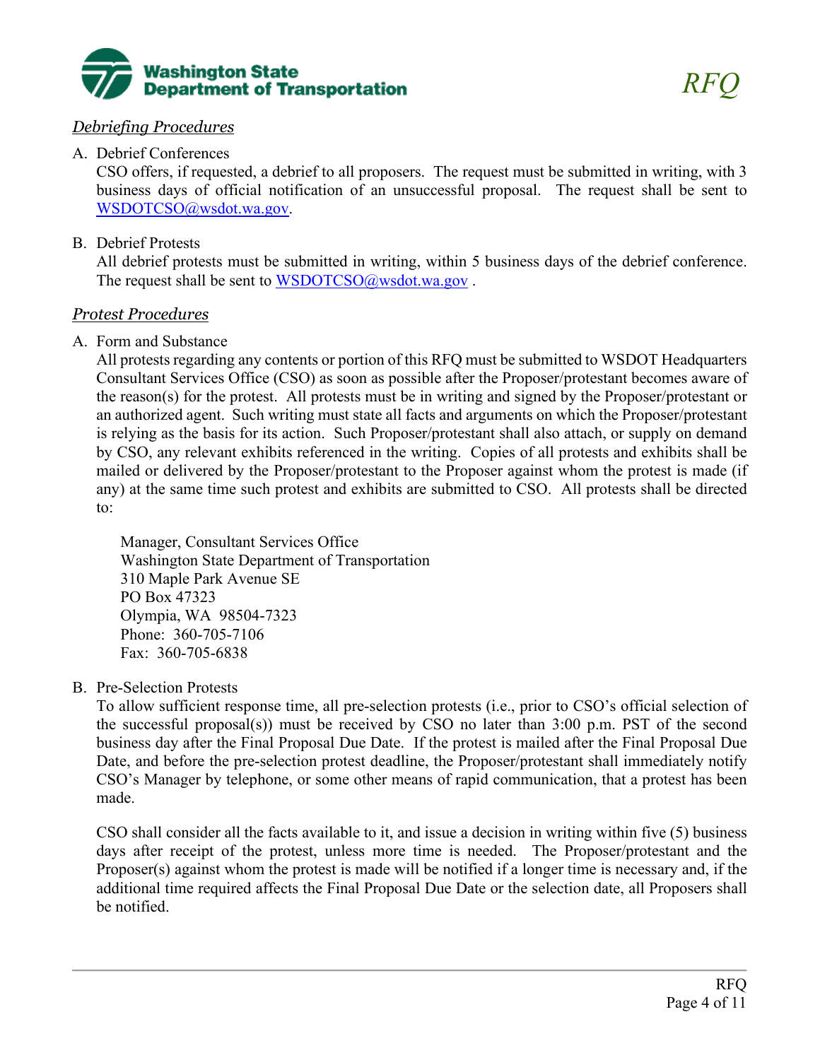*Debriefing Procedures*

A. Debrief Conferences
   CSO offers, if requested, a debrief to all proposers. The request must be submitted in writing, with 3 business days of official notification of an unsuccessful proposal. The request shall be sent to WSDOTCSO@wsdot.wa.gov.

B. Debrief Protests
   All debrief protests must be submitted in writing, within 5 business days of the debrief conference. The request shall be sent to WSDOTCSO@wsdot.wa.gov .

*Protest Procedures*

A. Form and Substance
   All protests regarding any contents or portion of this RFQ must be submitted to WSDOT Headquarters Consultant Services Office (CSO) as soon as possible after the Proposer/protestant becomes aware of the reason(s) for the protest. All protests must be in writing and signed by the Proposer/protestant or an authorized agent. Such writing must state all facts and arguments on which the Proposer/protestant is relying as the basis for its action. Such Proposer/protestant shall also attach, or supply on demand by CSO, any relevant exhibits referenced in the writing. Copies of all protests and exhibits shall be mailed or delivered by the Proposer/protestant to the Proposer against whom the protest is made (if any) at the same time such protest and exhibits are submitted to CSO. All protests shall be directed to:

   Manager, Consultant Services Office
   Washington State Department of Transportation
   310 Maple Park Avenue SE
   PO Box 47323
   Olympia, WA 98504-7323
   Phone: 360-705-7106
   Fax: 360-705-6838

B. Pre-Selection Protests
   To allow sufficient response time, all pre-selection protests (i.e., prior to CSO's official selection of the successful proposal(s)) must be received by CSO no later than 3:00 p.m. PST of the second business day after the Final Proposal Due Date. If the protest is mailed after the Final Proposal Due Date, and before the pre-selection protest deadline, the Proposer/protestant shall immediately notify CSO's Manager by telephone, or some other means of rapid communication, that a protest has been made.

   CSO shall consider all the facts available to it, and issue a decision in writing within five (5) business days after receipt of the protest, unless more time is needed. The Proposer/protestant and the Proposer(s) against whom the protest is made will be notified if a longer time is necessary and, if the additional time required affects the Final Proposal Due Date or the selection date, all Proposers shall be notified.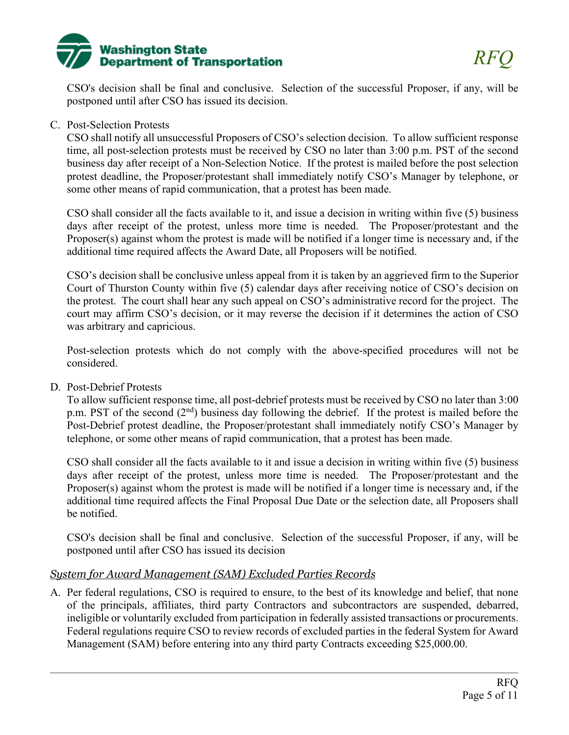CSO's decision shall be final and conclusive. Selection of the successful Proposer, if any, will be postponed until after CSO has issued its decision.

C. Post-Selection Protests

CSO shall notify all unsuccessful Proposers of CSO's selection decision. To allow sufficient response time, all post-selection protests must be received by CSO no later than 3:00 p.m. PST of the second business day after receipt of a Non-Selection Notice. If the protest is mailed before the post selection protest deadline, the Proposer/protestant shall immediately notify CSO's Manager by telephone, or some other means of rapid communication, that a protest has been made.

CSO shall consider all the facts available to it, and issue a decision in writing within five (5) business days after receipt of the protest, unless more time is needed. The Proposer/protestant and the Proposer(s) against whom the protest is made will be notified if a longer time is necessary and, if the additional time required affects the Award Date, all Proposers will be notified.

CSO's decision shall be conclusive unless appeal from it is taken by an aggrieved firm to the Superior Court of Thurston County within five (5) calendar days after receiving notice of CSO's decision on the protest. The court shall hear any such appeal on CSO's administrative record for the project. The court may affirm CSO's decision, or it may reverse the decision if it determines the action of CSO was arbitrary and capricious.

Post-selection protests which do not comply with the above-specified procedures will not be considered.

D. Post-Debrief Protests

To allow sufficient response time, all post-debrief protests must be received by CSO no later than 3:00 p.m. PST of the second (2nd) business day following the debrief. If the protest is mailed before the Post-Debrief protest deadline, the Proposer/protestant shall immediately notify CSO's Manager by telephone, or some other means of rapid communication, that a protest has been made.

CSO shall consider all the facts available to it and issue a decision in writing within five (5) business days after receipt of the protest, unless more time is needed. The Proposer/protestant and the Proposer(s) against whom the protest is made will be notified if a longer time is necessary and, if the additional time required affects the Final Proposal Due Date or the selection date, all Proposers shall be notified.

CSO's decision shall be final and conclusive. Selection of the successful Proposer, if any, will be postponed until after CSO has issued its decision

### *System for Award Management (SAM) Excluded Parties Records*

A. Per federal regulations, CSO is required to ensure, to the best of its knowledge and belief, that none of the principals, affiliates, third party Contractors and subcontractors are suspended, debarred, ineligible or voluntarily excluded from participation in federally assisted transactions or procurements. Federal regulations require CSO to review records of excluded parties in the federal System for Award Management (SAM) before entering into any third party Contracts exceeding $25,000.00.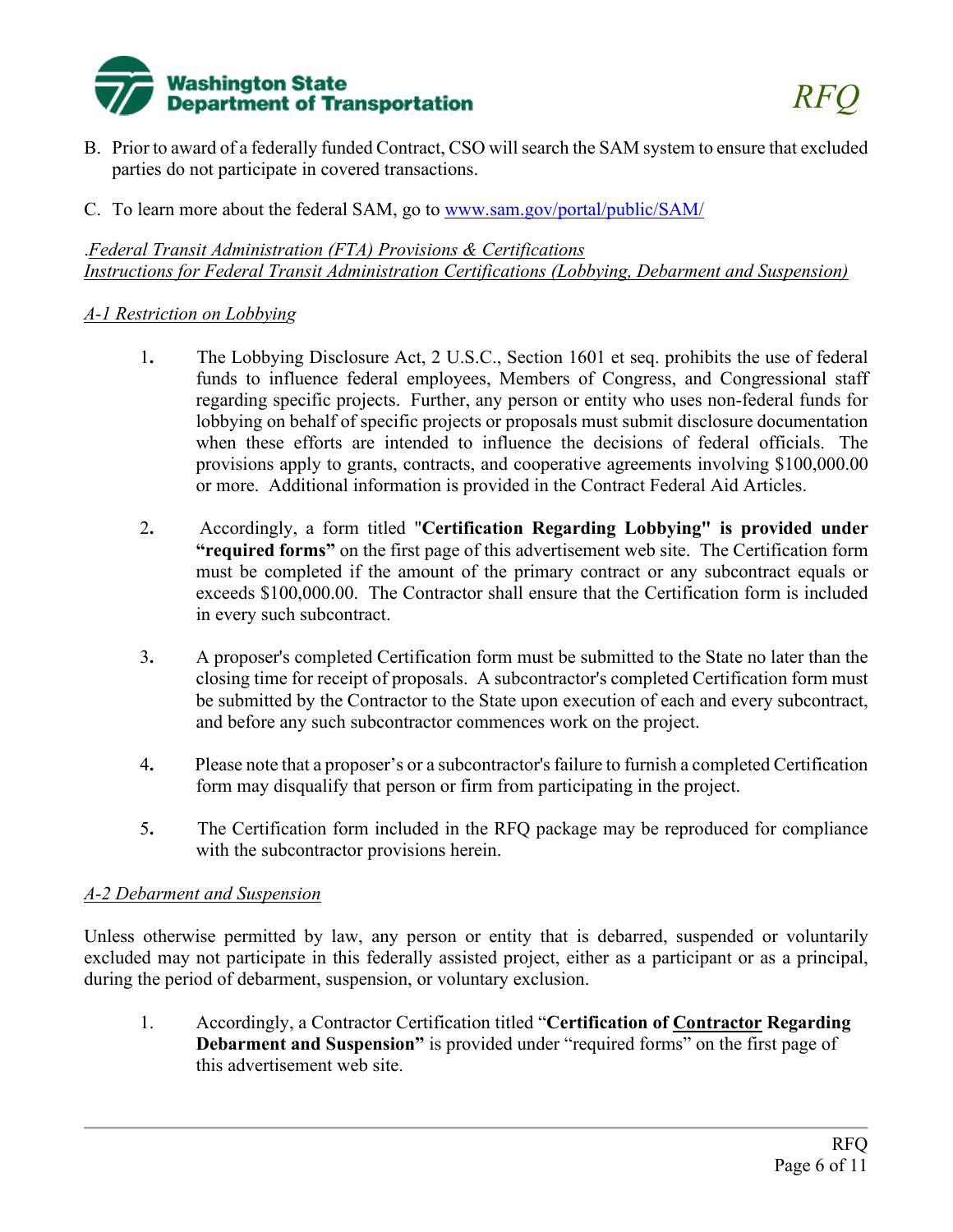B. Prior to award of a federally funded Contract, CSO will search the SAM system to ensure that excluded parties do not participate in covered transactions.

C. To learn more about the federal SAM, go to [www.sam.gov/portal/public/SAM/](www.sam.gov/portal/public/SAM/)

.*Federal Transit Administration (FTA) Provisions & Certifications*
*Instructions for Federal Transit Administration Certifications (Lobbying, Debarment and Suspension)*

*A-1 Restriction on Lobbying*

1. The Lobbying Disclosure Act, 2 U.S.C., Section 1601 et seq. prohibits the use of federal funds to influence federal employees, Members of Congress, and Congressional staff regarding specific projects. Further, any person or entity who uses non-federal funds for lobbying on behalf of specific projects or proposals must submit disclosure documentation when these efforts are intended to influence the decisions of federal officials. The provisions apply to grants, contracts, and cooperative agreements involving $100,000.00 or more. Additional information is provided in the Contract Federal Aid Articles.

2. Accordingly, a form titled "**Certification Regarding Lobbying" is provided under "required forms"** on the first page of this advertisement web site. The Certification form must be completed if the amount of the primary contract or any subcontract equals or exceeds $100,000.00. The Contractor shall ensure that the Certification form is included in every such subcontract.

3. A proposer's completed Certification form must be submitted to the State no later than the closing time for receipt of proposals. A subcontractor's completed Certification form must be submitted by the Contractor to the State upon execution of each and every subcontract, and before any such subcontractor commences work on the project.

4. Please note that a proposer's or a subcontractor's failure to furnish a completed Certification form may disqualify that person or firm from participating in the project.

5. The Certification form included in the RFQ package may be reproduced for compliance with the subcontractor provisions herein.

*A-2 Debarment and Suspension*

Unless otherwise permitted by law, any person or entity that is debarred, suspended or voluntarily excluded may not participate in this federally assisted project, either as a participant or as a principal, during the period of debarment, suspension, or voluntary exclusion.

1. Accordingly, a Contractor Certification titled "**Certification of Contractor Regarding Debarment and Suspension"** is provided under "required forms" on the first page of this advertisement web site.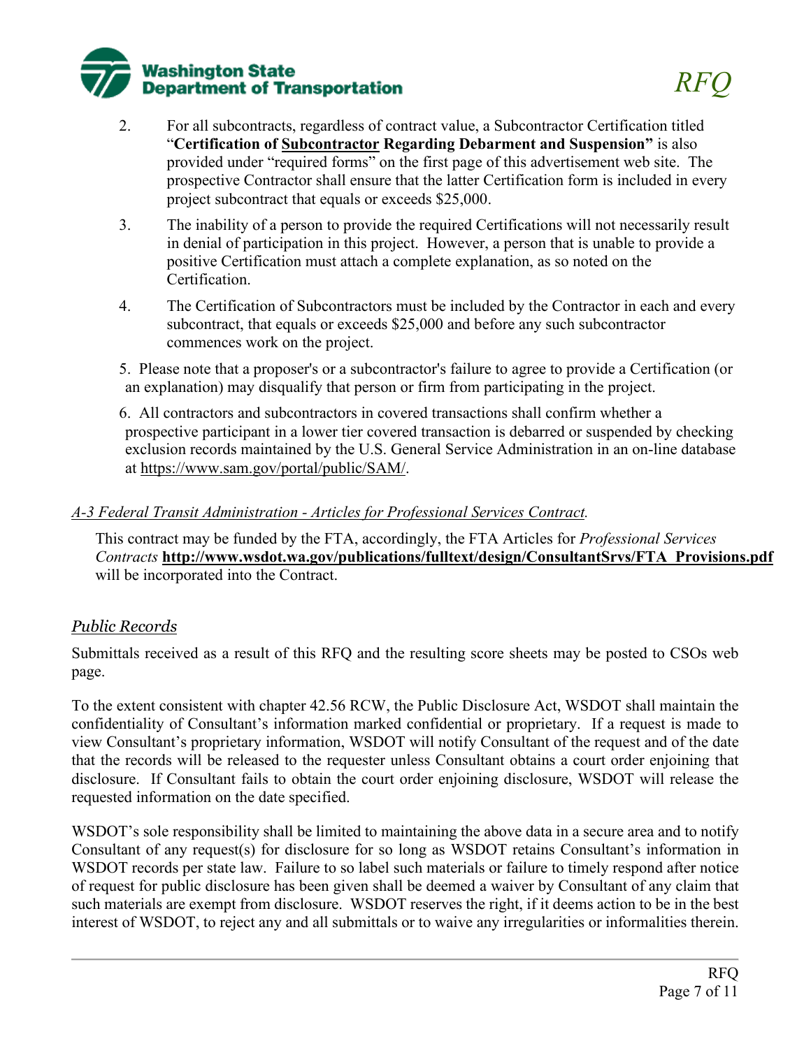2. For all subcontracts, regardless of contract value, a Subcontractor Certification titled "**Certification of <u>Subcontractor</u> Regarding Debarment and Suspension"** is also provided under "required forms" on the first page of this advertisement web site. The prospective Contractor shall ensure that the latter Certification form is included in every project subcontract that equals or exceeds $25,000.

3. The inability of a person to provide the required Certifications will not necessarily result in denial of participation in this project. However, a person that is unable to provide a positive Certification must attach a complete explanation, as so noted on the Certification.

4. The Certification of Subcontractors must be included by the Contractor in each and every subcontract, that equals or exceeds $25,000 and before any such subcontractor commences work on the project.

5. Please note that a proposer's or a subcontractor's failure to agree to provide a Certification (or an explanation) may disqualify that person or firm from participating in the project.

6. All contractors and subcontractors in covered transactions shall confirm whether a prospective participant in a lower tier covered transaction is debarred or suspended by checking exclusion records maintained by the U.S. General Service Administration in an on-line database at https://www.sam.gov/portal/public/SAM/.

*A-3 Federal Transit Administration - Articles for Professional Services Contract.*

This contract may be funded by the FTA, accordingly, the FTA Articles for *Professional Services Contracts* **http://www.wsdot.wa.gov/publications/fulltext/design/ConsultantSrvs/FTA_Provisions.pdf** will be incorporated into the Contract.

## *Public Records*

Submittals received as a result of this RFQ and the resulting score sheets may be posted to CSOs web page.

To the extent consistent with chapter 42.56 RCW, the Public Disclosure Act, WSDOT shall maintain the confidentiality of Consultant's information marked confidential or proprietary. If a request is made to view Consultant's proprietary information, WSDOT will notify Consultant of the request and of the date that the records will be released to the requester unless Consultant obtains a court order enjoining that disclosure. If Consultant fails to obtain the court order enjoining disclosure, WSDOT will release the requested information on the date specified.

WSDOT's sole responsibility shall be limited to maintaining the above data in a secure area and to notify Consultant of any request(s) for disclosure for so long as WSDOT retains Consultant's information in WSDOT records per state law. Failure to so label such materials or failure to timely respond after notice of request for public disclosure has been given shall be deemed a waiver by Consultant of any claim that such materials are exempt from disclosure. WSDOT reserves the right, if it deems action to be in the best interest of WSDOT, to reject any and all submittals or to waive any irregularities or informalities therein.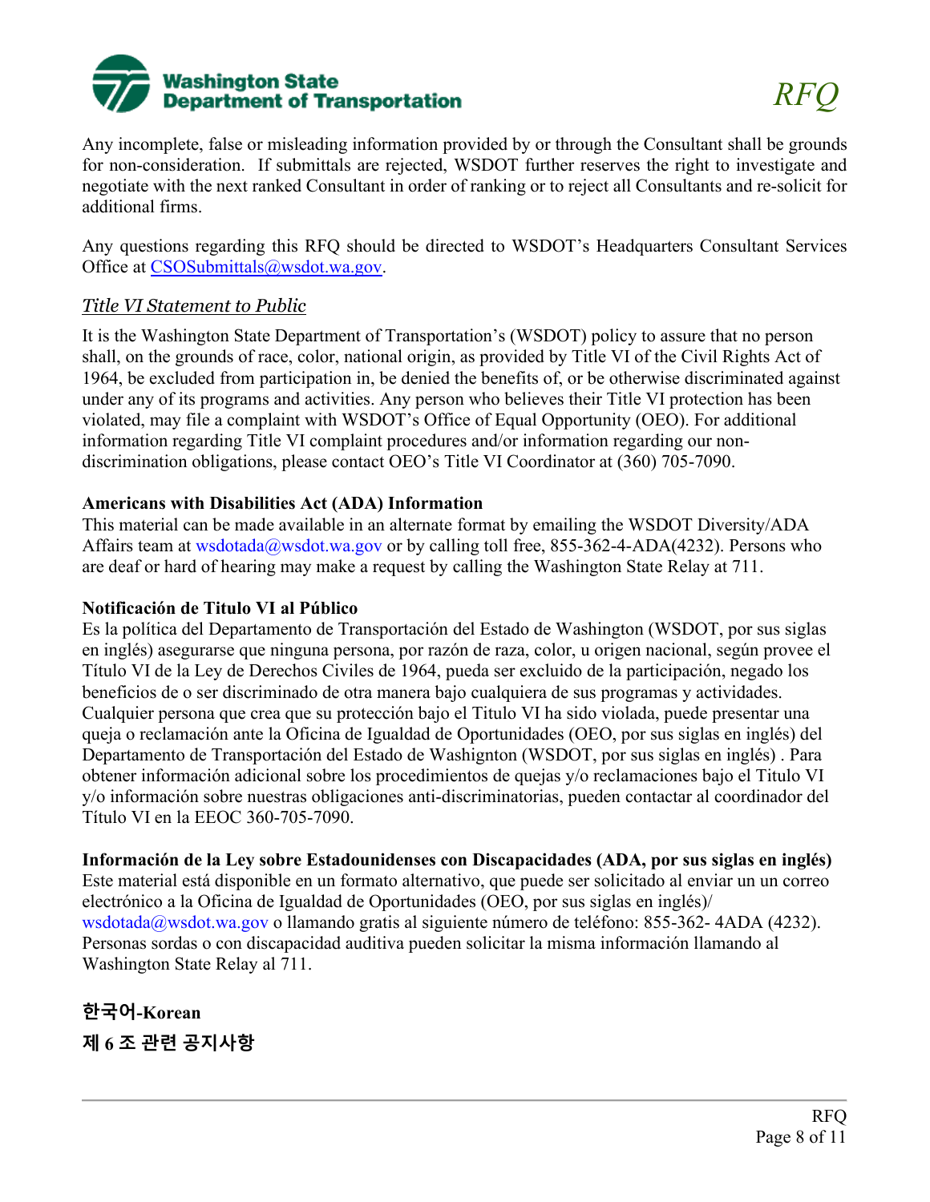Any incomplete, false or misleading information provided by or through the Consultant shall be grounds for non-consideration. If submittals are rejected, WSDOT further reserves the right to investigate and negotiate with the next ranked Consultant in order of ranking or to reject all Consultants and re-solicit for additional firms.

Any questions regarding this RFQ should be directed to WSDOT's Headquarters Consultant Services Office at CSOSubmittals@wsdot.wa.gov.

### *Title VI Statement to Public*

It is the Washington State Department of Transportation's (WSDOT) policy to assure that no person shall, on the grounds of race, color, national origin, as provided by Title VI of the Civil Rights Act of 1964, be excluded from participation in, be denied the benefits of, or be otherwise discriminated against under any of its programs and activities. Any person who believes their Title VI protection has been violated, may file a complaint with WSDOT's Office of Equal Opportunity (OEO). For additional information regarding Title VI complaint procedures and/or information regarding our non-discrimination obligations, please contact OEO's Title VI Coordinator at (360) 705-7090.

**Americans with Disabilities Act (ADA) Information**

This material can be made available in an alternate format by emailing the WSDOT Diversity/ADA Affairs team at wsdotada@wsdot.wa.gov or by calling toll free, 855-362-4-ADA(4232). Persons who are deaf or hard of hearing may make a request by calling the Washington State Relay at 711.

**Notificación de Titulo VI al Público**

Es la política del Departamento de Transportación del Estado de Washington (WSDOT, por sus siglas en inglés) asegurarse que ninguna persona, por razón de raza, color, u origen nacional, según provee el Título VI de la Ley de Derechos Civiles de 1964, pueda ser excluido de la participación, negado los beneficios de o ser discriminado de otra manera bajo cualquiera de sus programas y actividades. Cualquier persona que crea que su protección bajo el Titulo VI ha sido violada, puede presentar una queja o reclamación ante la Oficina de Igualdad de Oportunidades (OEO, por sus siglas en inglés) del Departamento de Transportación del Estado de Washignton (WSDOT, por sus siglas en inglés) . Para obtener información adicional sobre los procedimientos de quejas y/o reclamaciones bajo el Titulo VI y/o información sobre nuestras obligaciones anti-discriminatorias, pueden contactar al coordinador del Título VI en la EEOC 360-705-7090.

**Información de la Ley sobre Estadounidenses con Discapacidades (ADA, por sus siglas en inglés)**

Este material está disponible en un formato alternativo, que puede ser solicitado al enviar un un correo electrónico a la Oficina de Igualdad de Oportunidades (OEO, por sus siglas en inglés)/ wsdotada@wsdot.wa.gov o llamando gratis al siguiente número de teléfono: 855-362- 4ADA (4232). Personas sordas o con discapacidad auditiva pueden solicitar la misma información llamando al Washington State Relay al 711.

**한국어-Korean**

**제 6 조 관련 공지사항**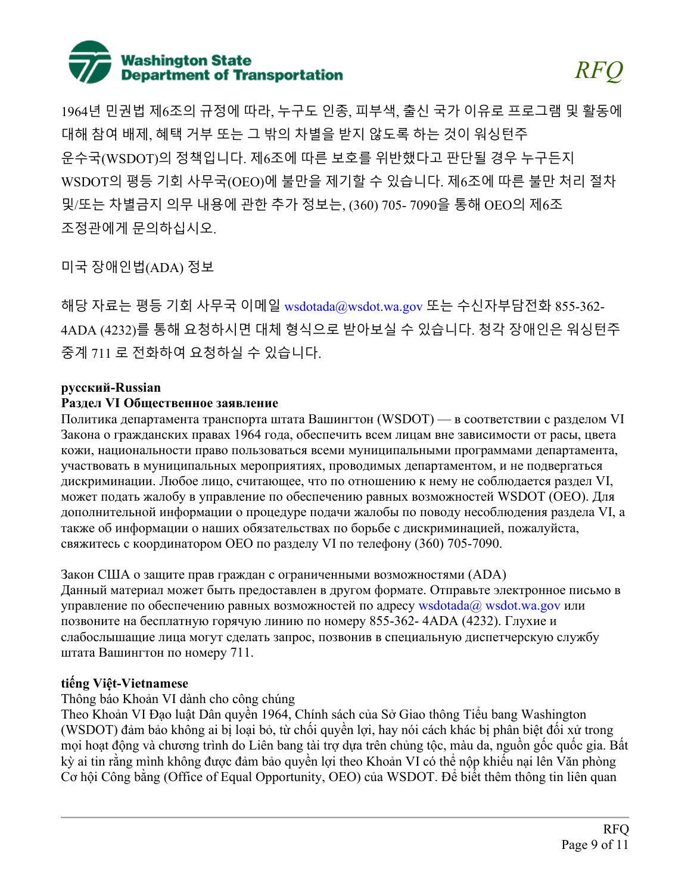1964년 민권법 제6조의 규정에 따라, 누구도 인종, 피부색, 출신 국가 이유로 프로그램 및 활동에 대해 참여 배제, 혜택 거부 또는 그 밖의 차별을 받지 않도록 하는 것이 워싱턴주 운수국(WSDOT)의 정책입니다. 제6조에 따른 보호를 위반했다고 판단될 경우 누구든지 WSDOT의 평등 기회 사무국(OEO)에 불만을 제기할 수 있습니다. 제6조에 따른 불만 처리 절차 및/또는 차별금지 의무 내용에 관한 추가 정보는, (360) 705- 7090을 통해 OEO의 제6조 조정관에게 문의하십시오.

미국 장애인법(ADA) 정보

해당 자료는 평등 기회 사무국 이메일 wsdotada@wsdot.wa.gov 또는 수신자부담전화 855-362-4ADA (4232)를 통해 요청하시면 대체 형식으로 받아보실 수 있습니다. 청각 장애인은 워싱턴주 중계 711 로 전화하여 요청하실 수 있습니다.

**русский-Russian**

**Раздел VI Общественное заявление**

Политика департамента транспорта штата Вашингтон (WSDOT) — в соответствии с разделом VI Закона о гражданских правах 1964 года, обеспечить всем лицам вне зависимости от расы, цвета кожи, национальности право пользоваться всеми муниципальными программами департамента, участвовать в муниципальных мероприятиях, проводимых департаментом, и не подвергаться дискриминации. Любое лицо, считающее, что по отношению к нему не соблюдается раздел VI, может подать жалобу в управление по обеспечению равных возможностей WSDOT (OEO). Для дополнительной информации о процедуре подачи жалобы по поводу несоблюдения раздела VI, а также об информации о наших обязательствах по борьбе с дискриминацией, пожалуйста, свяжитесь с координатором OEO по разделу VI по телефону (360) 705-7090.

Закон США о защите прав граждан с ограниченными возможностями (ADA)

Данный материал может быть предоставлен в другом формате. Отправьте электронное письмо в управление по обеспечению равных возможностей по адресу wsdotada@ wsdot.wa.gov или позвоните на бесплатную горячую линию по номеру 855-362- 4ADA (4232). Глухие и слабослышащие лица могут сделать запрос, позвонив в специальную диспетчерскую службу штата Вашингтон по номеру 711.

**tiếng Việt-Vietnamese**

Thông báo Khoản VI dành cho công chúng

Theo Khoản VI Đạo luật Dân quyền 1964, Chính sách của Sở Giao thông Tiểu bang Washington (WSDOT) đảm bảo không ai bị loại bỏ, từ chối quyền lợi, hay nói cách khác bị phân biệt đối xử trong mọi hoạt động và chương trình do Liên bang tài trợ dựa trên chủng tộc, màu da, nguồn gốc quốc gia. Bất kỳ ai tin rằng mình không được đảm bảo quyền lợi theo Khoản VI có thể nộp khiếu nại lên Văn phòng Cơ hội Công bằng (Office of Equal Opportunity, OEO) của WSDOT. Để biết thêm thông tin liên quan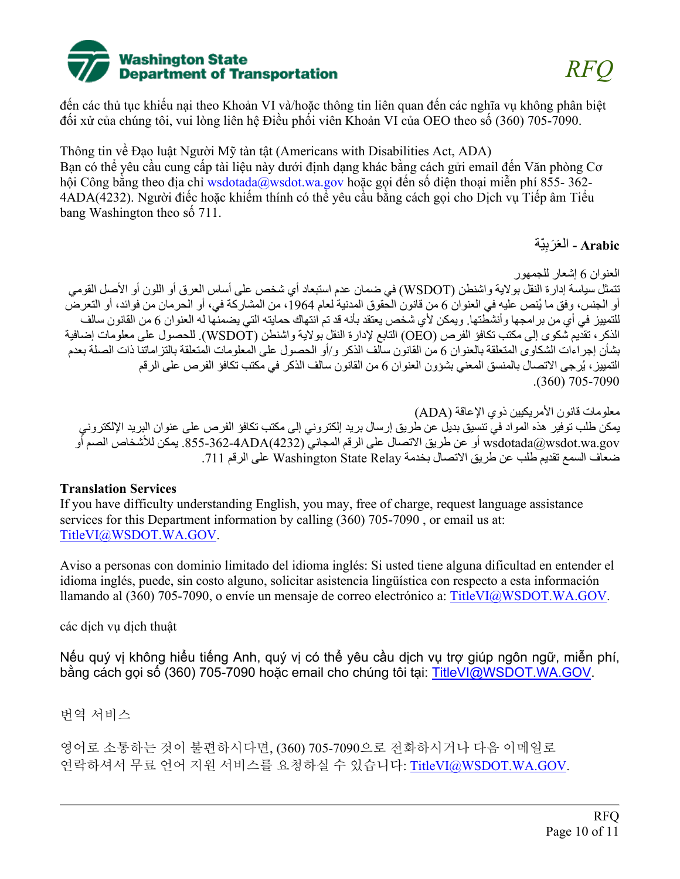đến các thủ tục khiếu nại theo Khoản VI và/hoặc thông tin liên quan đến các nghĩa vụ không phân biệt đối xử của chúng tôi, vui lòng liên hệ Điều phối viên Khoản VI của OEO theo số (360) 705-7090.

Thông tin về Đạo luật Người Mỹ tàn tật (Americans with Disabilities Act, ADA)
Bạn có thể yêu cầu cung cấp tài liệu này dưới định dạng khác bằng cách gửi email đến Văn phòng Cơ hội Công bằng theo địa chỉ wsdotada@wsdot.wa.gov hoặc gọi đến số điện thoại miễn phí 855- 362-4ADA(4232). Người điếc hoặc khiếm thính có thể yêu cầu bằng cách gọi cho Dịch vụ Tiếp âm Tiểu bang Washington theo số 711.

**Arabic - العَرَبِيّة**

العنوان 6 إشعار للجمهور
تتمثل سياسة إدارة النقل بولاية واشنطن (WSDOT) في ضمان عدم استبعاد أي شخص على أساس العرق أو اللون أو الأصل القومي أو الجنس، وفق ما يُنص عليه في العنوان 6 من قانون الحقوق المدنية لعام 1964، من المشاركة في، أو الحرمان من فوائد، أو التعرض للتمييز في أي من برامجها وأنشطتها. ويمكن لأي شخص يعتقد بأنه قد تم انتهاك حمايته التي يضمنها له العنوان 6 من القانون سالف الذكر، تقديم شكوى إلى مكتب تكافؤ الفرص (OEO) التابع لإدارة النقل بولاية واشنطن (WSDOT). للحصول على معلومات إضافية بشأن إجراءات الشكاوى المتعلقة بالعنوان 6 من القانون سالف الذكر و/أو الحصول على المعلومات المتعلقة بالتزاماتنا ذات الصلة بعدم التمييز، يُرجى الاتصال بالمنسق المعني بشؤون العنوان 6 من القانون سالف الذكر في مكتب تكافؤ الفرص على الرقم 7090-705 (360).

معلومات قانون الأمريكيين ذوي الإعاقة (ADA)
يمكن طلب توفير هذه المواد في تنسيق بديل عن طريق إرسال بريد إلكتروني إلى مكتب تكافؤ الفرص على عنوان البريد الإلكتروني wsdotada@wsdot.wa.gov أو عن طريق الاتصال على الرقم المجاني 855-362-4ADA(4232). يمكن للأشخاص الصم أو ضعاف السمع تقديم طلب عن طريق الاتصال بخدمة Washington State Relay على الرقم 711.

**Translation Services**
If you have difficulty understanding English, you may, free of charge, request language assistance services for this Department information by calling (360) 705-7090 , or email us at: TitleVI@WSDOT.WA.GOV.

Aviso a personas con dominio limitado del idioma inglés: Si usted tiene alguna dificultad en entender el idioma inglés, puede, sin costo alguno, solicitar asistencia lingüística con respecto a esta información llamando al (360) 705-7090, o envíe un mensaje de correo electrónico a: TitleVI@WSDOT.WA.GOV.

các dịch vụ dịch thuật

Nếu quý vị không hiểu tiếng Anh, quý vị có thể yêu cầu dịch vụ trợ giúp ngôn ngữ, miễn phí, bằng cách gọi số (360) 705-7090 hoặc email cho chúng tôi tại: TitleVI@WSDOT.WA.GOV.

번역 서비스

영어로 소통하는 것이 불편하시다면, (360) 705-7090으로 전화하시거나 다음 이메일로 연락하셔서 무료 언어 지원 서비스를 요청하실 수 있습니다: TitleVI@WSDOT.WA.GOV.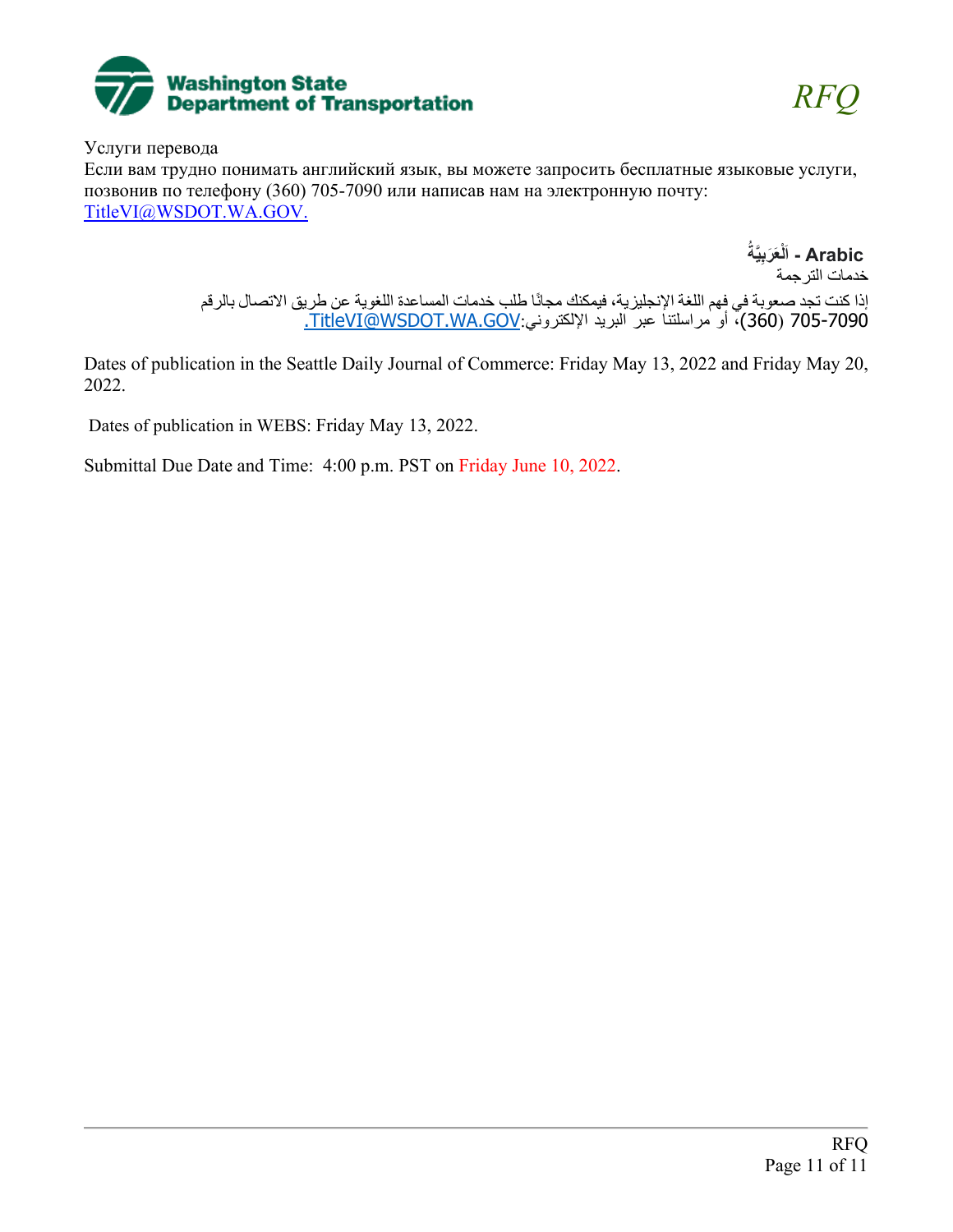Услуги перевода
Если вам трудно понимать английский язык, вы можете запросить бесплатные языковые услуги, позвонив по телефону (360) 705-7090 или написав нам на электронную почту: TitleVI@WSDOT.WA.GOV.

**Arabic - اَلْعَرَبِيَّةُ**
خدمات الترجمة
إذا كنت تجد صعوبة في فهم اللغة الإنجليزية، فيمكنك مجانًا طلب خدمات المساعدة اللغوية عن طريق الاتصال بالرقم 7090-705 (360)، أو مراسلتنا عبر البريد الإلكتروني: TitleVI@WSDOT.WA.GOV.

Dates of publication in the Seattle Daily Journal of Commerce: Friday May 13, 2022 and Friday May 20, 2022.

Dates of publication in WEBS: Friday May 13, 2022.

Submittal Due Date and Time: 4:00 p.m. PST on Friday June 10, 2022.